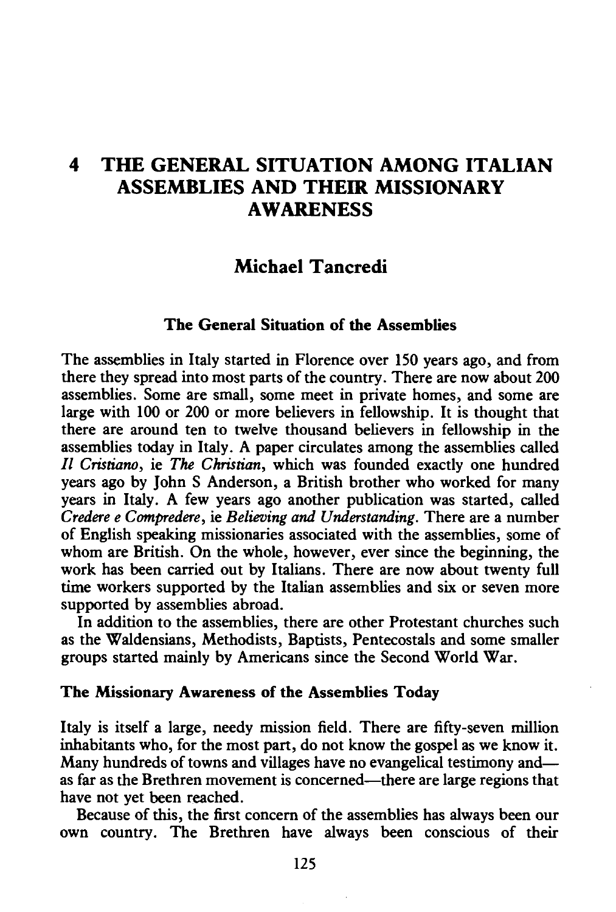# 4 THE GENERAL SITUATION AMONG ITALIAN ASSEMBLIES AND THEIR MISSIONARY AWARENESS

## Michael Tancredi

### The General Situation of the Assemblies

The assemblies in Italy started in Florence over 150 years ago, and from there they spread into most parts of the country. There are now about 200 assemblies. Some are small, some meet in private homes, and some are large with 100 or 200 or more believers in fellowship. It is thought that there are around ten to twelve thousand believers in fellowship in the assemblies today in Italy. A paper circulates among the assemblies called *Il Cristiano*, ie *The Christian*, which was founded exactly one hundred years ago by John S Anderson, a British brother who worked for many years in Italy. A few years ago another publication was started, called *Credere e Compredere*, ie *Believing and Understanding*. There are a number of English speaking missionaries associated with the assemblies, some of whom are British. On the whole, however, ever since the beginning, the work has been carried out by Italians. There are now about twenty full time workers supported by the Italian assemblies and six or seven more supported by assemblies abroad.

In addition to the assemblies, there are other Protestant churches such as the Waldensians, Methodists, Baptists, Pentecostals and some smaller groups started mainly by Americans since the Second World War.

### The Missionary Awareness of the Assemblies Today

Italy is itself a large, needy mission field. There are fifty-seven million inhabitants who, for the most part, do not know the gospel as we know it. Many hundreds of towns and villages have no evangelical testimony and—as far as the Brethren movement is concerned—there are large regions that have not yet been reached.

Because of this, the first concern of the assemblies has always been our own country. The Brethren have always been conscious of their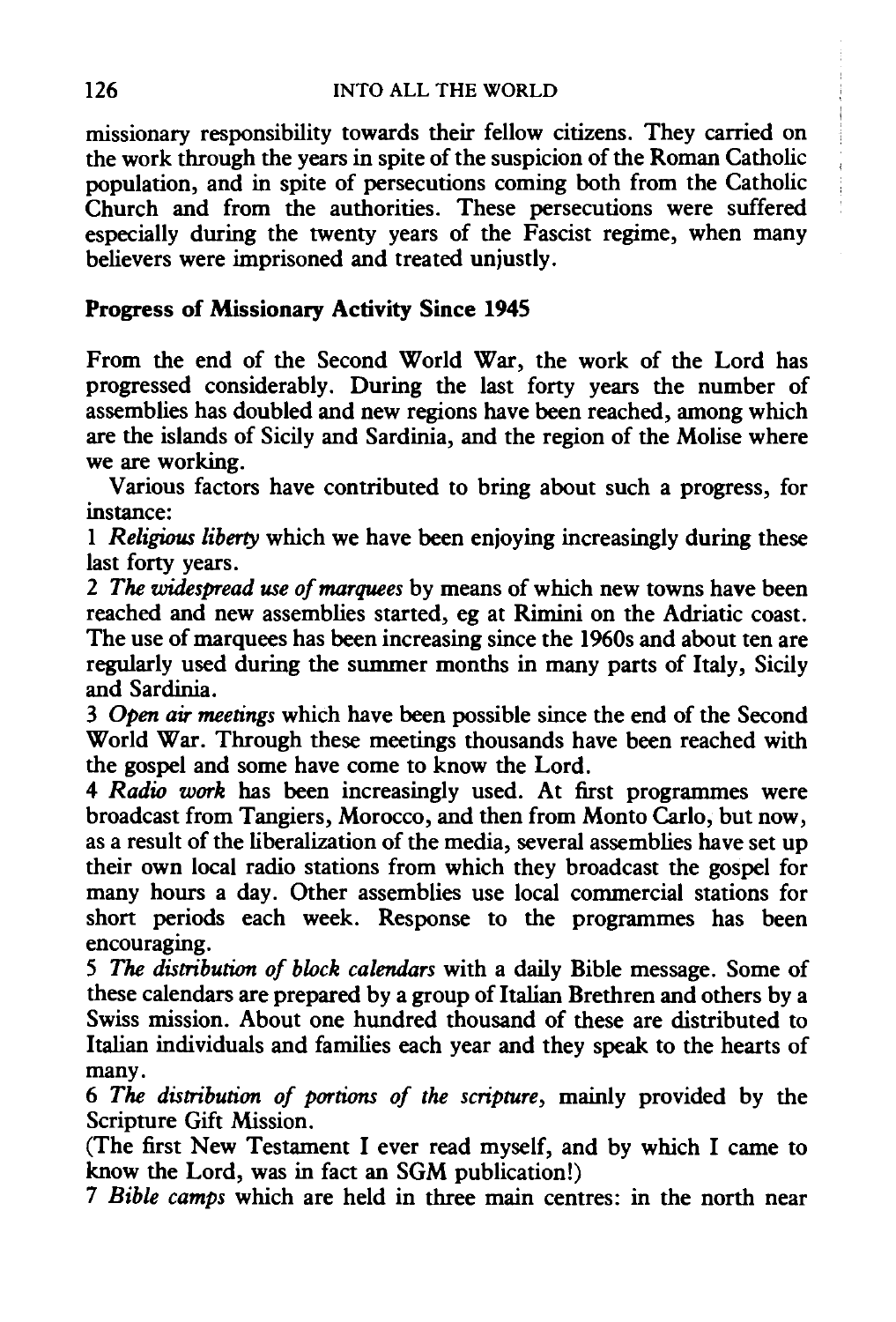missionary responsibility towards their fellow citizens. They carried on the work through the years in spite of the suspicion of the Roman Catholic population, and in spite of persecutions coming both from the Catholic Church and from the authorities. These persecutions were suffered especially during the twenty years of the Fascist regime, when many believers were imprisoned and treated unjustly.

## Progress of Missionary Activity Since 1945

From the end of the Second World War, the work of the Lord has progressed considerably. During the last forty years the number of assemblies has doubled and new regions have been reached, among which are the islands of Sicily and Sardinia, and the region of the Molise where we are working.

Various factors have contributed to bring about such a progress, for instance:

1 *Religious liberty* which we have been enjoying increasingly during these last forty years.

2 *The widespread use of marquees* by means of which new towns have been reached and new assemblies started, eg at Rimini on the Adriatic coast. The use of marquees has been increasing since the 1960s and about ten are regularly used during the summer months in many parts of Italy, Sicily and Sardinia.

3 *Open air meetings* which have been possible since the end of the Second World War. Through these meetings thousands have been reached with the gospel and some have come to know the Lord.

4 *Radio work* has been increasingly used. At first programmes were broadcast from Tangiers, Morocco, and then from Monto Carlo, but now, as a result of the liberalization of the media, several assemblies have set up their own local radio stations from which they broadcast the gospel for many hours a day. Other assemblies use local commercial stations for short periods each week. Response to the programmes has been encouraging.

5 *The distribution of block calendars* with a daily Bible message. Some of these calendars are prepared by a group of Italian Brethren and others by a Swiss mission. About one hundred thousand of these are distributed to Italian individuals and families each year and they speak to the hearts of many.

6 *The distribution of portions of the scripture*, mainly provided by the Scripture Gift Mission.

(The first New Testament I ever read myself, and by which I came to know the Lord, was in fact an SGM publication!)

7 *Bible camps* which are held in three main centres: in the north near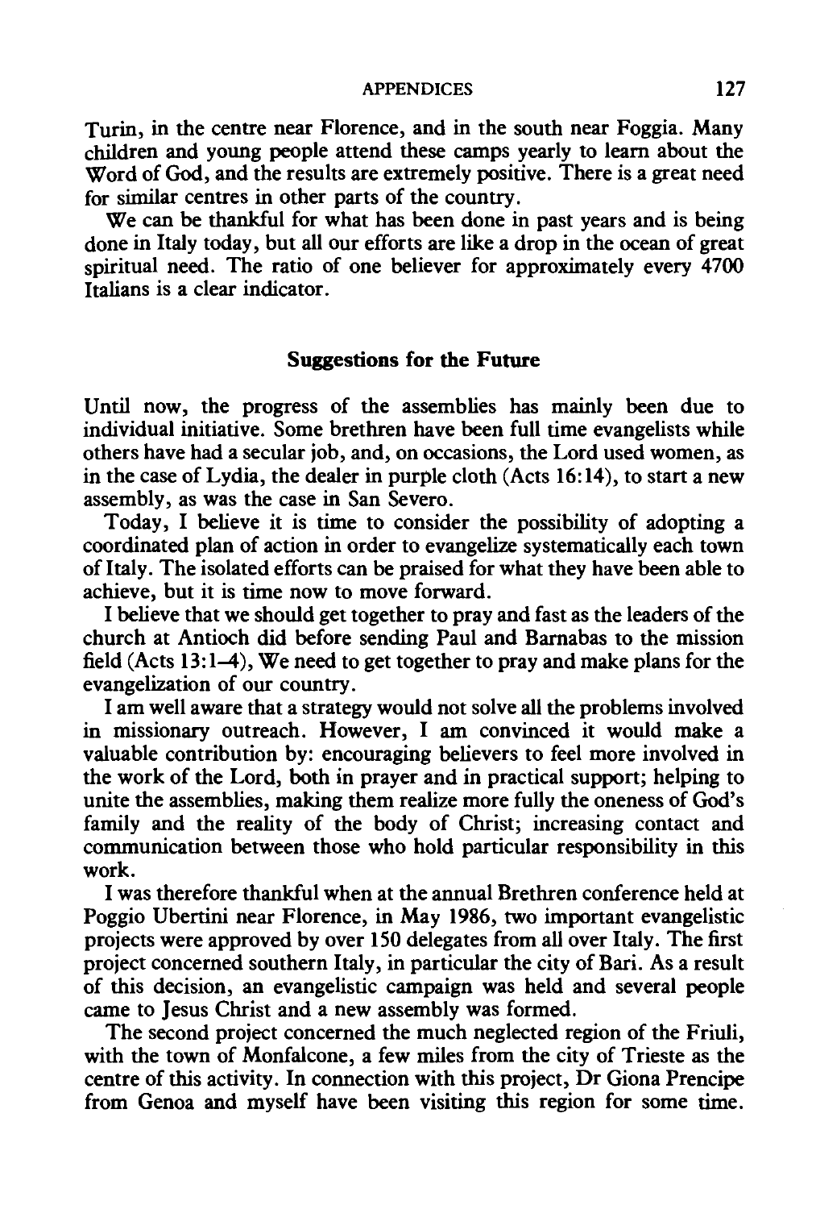Turin, in the centre near Florence, and in the south near Foggia. Many children and young people attend these camps yearly to learn about the Word of God, and the results are extremely positive. There is a great need for similar centres in other parts of the country.

We can be thankful for what has been done in past years and is being done in Italy today, but all our efforts are like a drop in the ocean of great spiritual need. The ratio of one believer for approximately every 4700 Italians is a clear indicator.

## Suggestions for the Future

Until now, the progress of the assemblies has mainly been due to individual initiative. Some brethren have been full time evangelists while others have had a secular job, and, on occasions, the Lord used women, as in the case of Lydia, the dealer in purple cloth (Acts 16:14), to start a new assembly, as was the case in San Severo.

Today, I believe it is time to consider the possibility of adopting a coordinated plan of action in order to evangelize systematically each town of Italy. The isolated efforts can be praised for what they have been able to achieve, but it is time now to move forward.

I believe that we should get together to pray and fast as the leaders of the church at Antioch did before sending Paul and Barnabas to the mission field (Acts 13:1–4), We need to get together to pray and make plans for the evangelization of our country.

I am well aware that a strategy would not solve all the problems involved in missionary outreach. However, I am convinced it would make a valuable contribution by: encouraging believers to feel more involved in the work of the Lord, both in prayer and in practical support; helping to unite the assemblies, making them realize more fully the oneness of God's family and the reality of the body of Christ; increasing contact and communication between those who hold particular responsibility in this work.

I was therefore thankful when at the annual Brethren conference held at Poggio Ubertini near Florence, in May 1986, two important evangelistic projects were approved by over 150 delegates from all over Italy. The first project concerned southern Italy, in particular the city of Bari. As a result of this decision, an evangelistic campaign was held and several people came to Jesus Christ and a new assembly was formed.

The second project concerned the much neglected region of the Friuli, with the town of Monfalcone, a few miles from the city of Trieste as the centre of this activity. In connection with this project, Dr Giona Prencipe from Genoa and myself have been visiting this region for some time.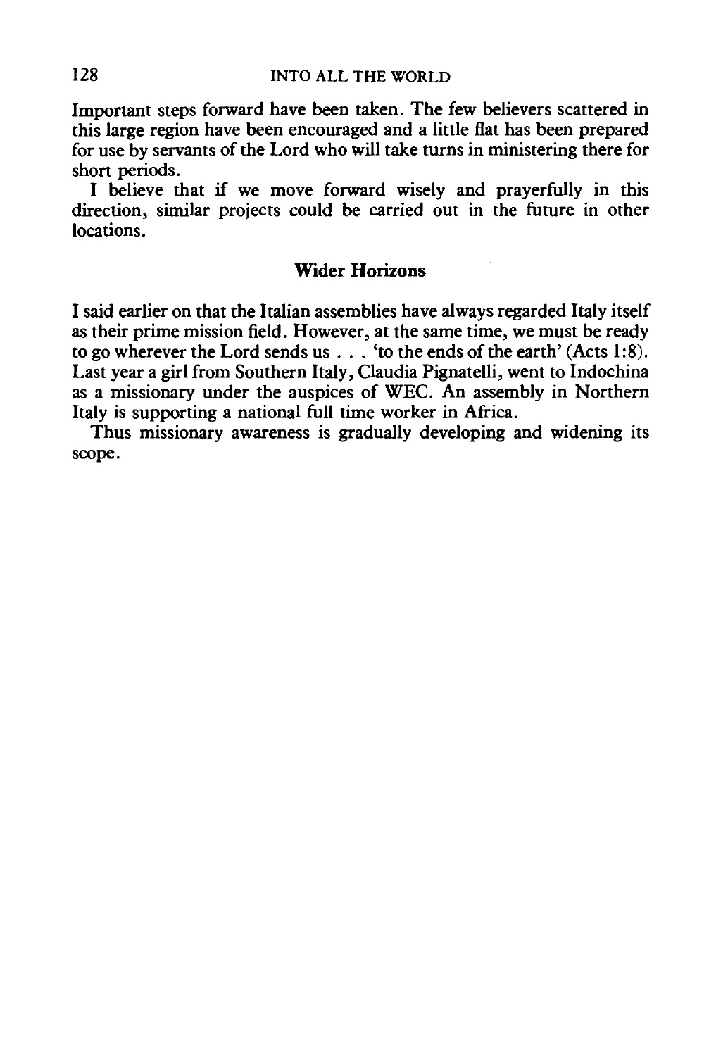Important steps forward have been taken. The few believers scattered in this large region have been encouraged and a little flat has been prepared for use by servants of the Lord who will take turns in ministering there for short periods.

I believe that if we move forward wisely and prayerfully in this direction, similar projects could be carried out in the future in other locations.

## Wider Horizons

I said earlier on that the Italian assemblies have always regarded Italy itself as their prime mission field. However, at the same time, we must be ready to go wherever the Lord sends us . . . 'to the ends of the earth' (Acts 1:8). Last year a girl from Southern Italy, Claudia Pignatelli, went to Indochina as a missionary under the auspices of WEC. An assembly in Northern Italy is supporting a national full time worker in Africa.

Thus missionary awareness is gradually developing and widening its scope.